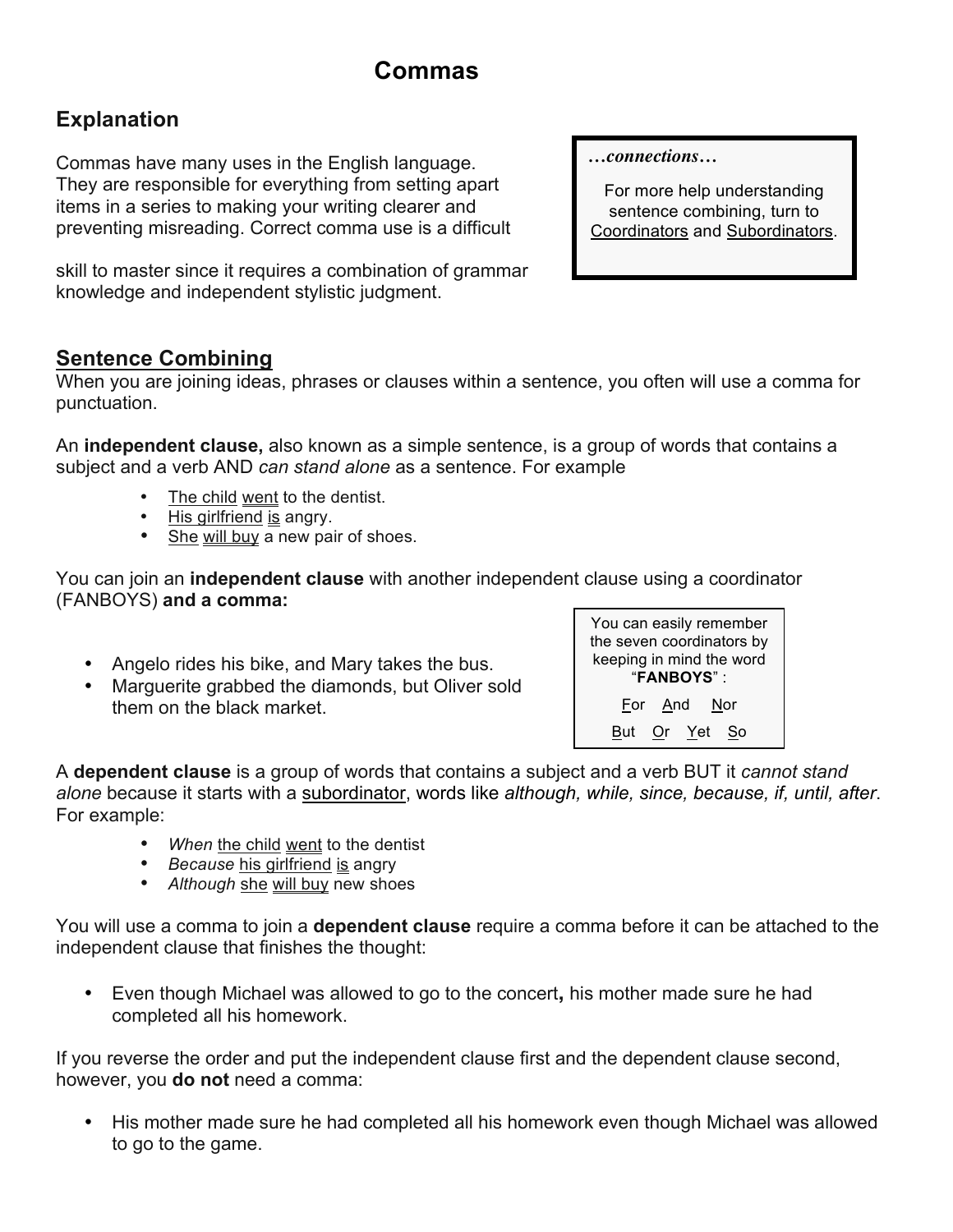# Commas

## Explanation

Commas have many uses in the English language. They are responsible for everything from setting apart items in a series to making your writing clearer and preventing misreading. Correct comma use is a difficult skill to master since it requires a combination of grammar knowledge and independent stylistic judgment.

> ***…connections…***
>
> For more help understanding sentence combining, turn to Coordinators and Subordinators.

## Sentence Combining

When you are joining ideas, phrases or clauses within a sentence, you often will use a comma for punctuation.

An **independent clause,** also known as a simple sentence, is a group of words that contains a subject and a verb AND *can stand alone* as a sentence. For example

- The child went to the dentist.
- His girlfriend is angry.
- She will buy a new pair of shoes.

You can join an **independent clause** with another independent clause using a coordinator (FANBOYS) **and a comma:**

- Angelo rides his bike, and Mary takes the bus.
- Marguerite grabbed the diamonds, but Oliver sold them on the black market.

> You can easily remember the seven coordinators by keeping in mind the word "**FANBOYS**" :
>
> For And Nor
>
> But Or Yet So

A **dependent clause** is a group of words that contains a subject and a verb BUT it *cannot stand alone* because it starts with a subordinator, words like *although, while, since, because, if, until, after*. For example:

- *When* the child went to the dentist
- *Because* his girlfriend is angry
- *Although* she will buy new shoes

You will use a comma to join a **dependent clause** require a comma before it can be attached to the independent clause that finishes the thought:

- Even though Michael was allowed to go to the concert**,** his mother made sure he had completed all his homework.

If you reverse the order and put the independent clause first and the dependent clause second, however, you **do not** need a comma:

- His mother made sure he had completed all his homework even though Michael was allowed to go to the game.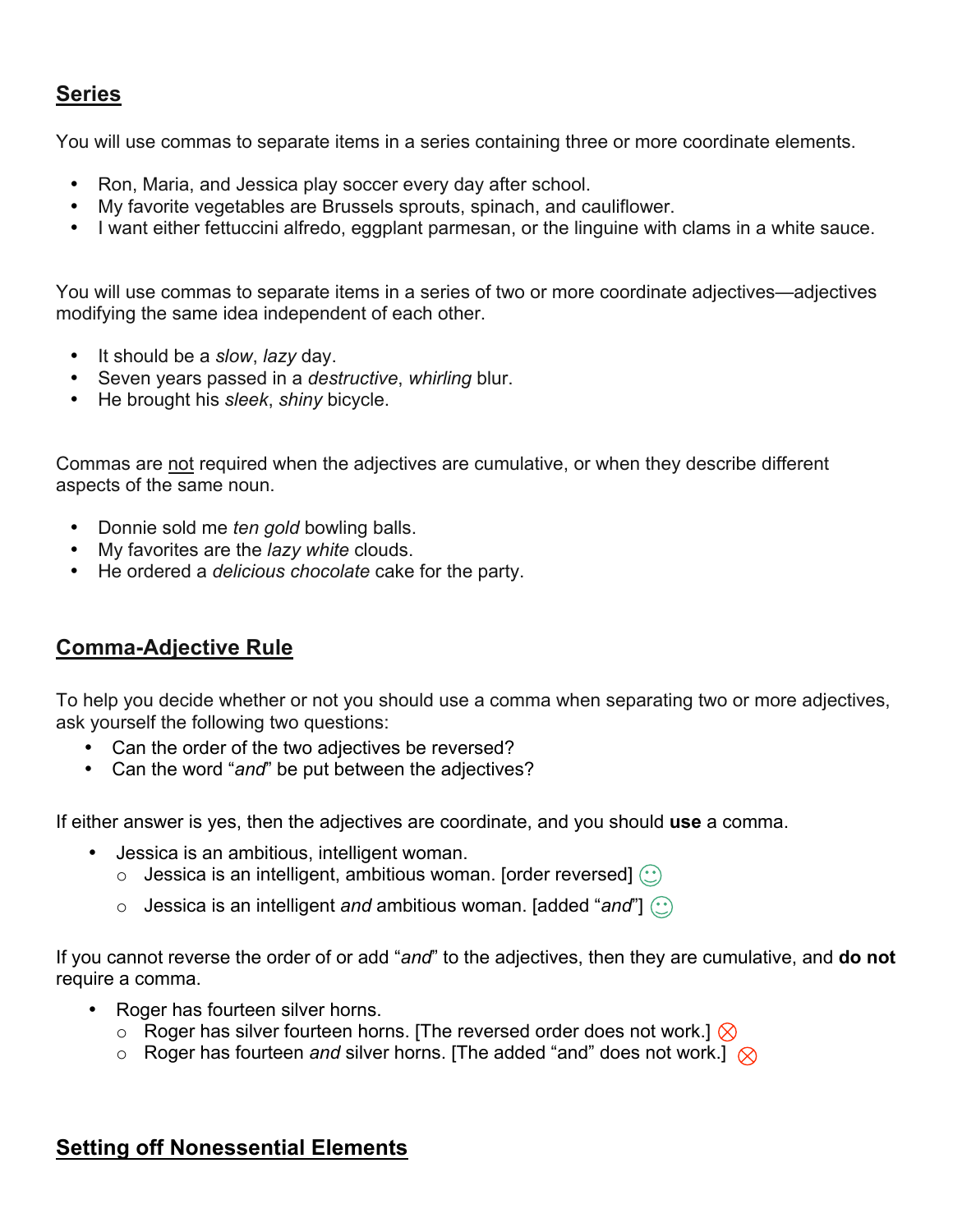## Series

You will use commas to separate items in a series containing three or more coordinate elements.

- Ron, Maria, and Jessica play soccer every day after school.
- My favorite vegetables are Brussels sprouts, spinach, and cauliflower.
- I want either fettuccini alfredo, eggplant parmesan, or the linguine with clams in a white sauce.

You will use commas to separate items in a series of two or more coordinate adjectives—adjectives modifying the same idea independent of each other.

- It should be a *slow*, *lazy* day.
- Seven years passed in a *destructive*, *whirling* blur.
- He brought his *sleek*, *shiny* bicycle.

Commas are <u>not</u> required when the adjectives are cumulative, or when they describe different aspects of the same noun.

- Donnie sold me *ten gold* bowling balls.
- My favorites are the *lazy white* clouds.
- He ordered a *delicious chocolate* cake for the party.

## Comma-Adjective Rule

To help you decide whether or not you should use a comma when separating two or more adjectives, ask yourself the following two questions:

- Can the order of the two adjectives be reversed?
- Can the word "*and*" be put between the adjectives?

If either answer is yes, then the adjectives are coordinate, and you should **use** a comma.

- Jessica is an ambitious, intelligent woman.
  - Jessica is an intelligent, ambitious woman. [order reversed] ☺
  - Jessica is an intelligent *and* ambitious woman. [added "*and*"] ☺

If you cannot reverse the order of or add "*and*" to the adjectives, then they are cumulative, and **do not** require a comma.

- Roger has fourteen silver horns.
  - Roger has silver fourteen horns. [The reversed order does not work.] ⊗
  - Roger has fourteen *and* silver horns. [The added "and" does not work.] ⊗

## Setting off Nonessential Elements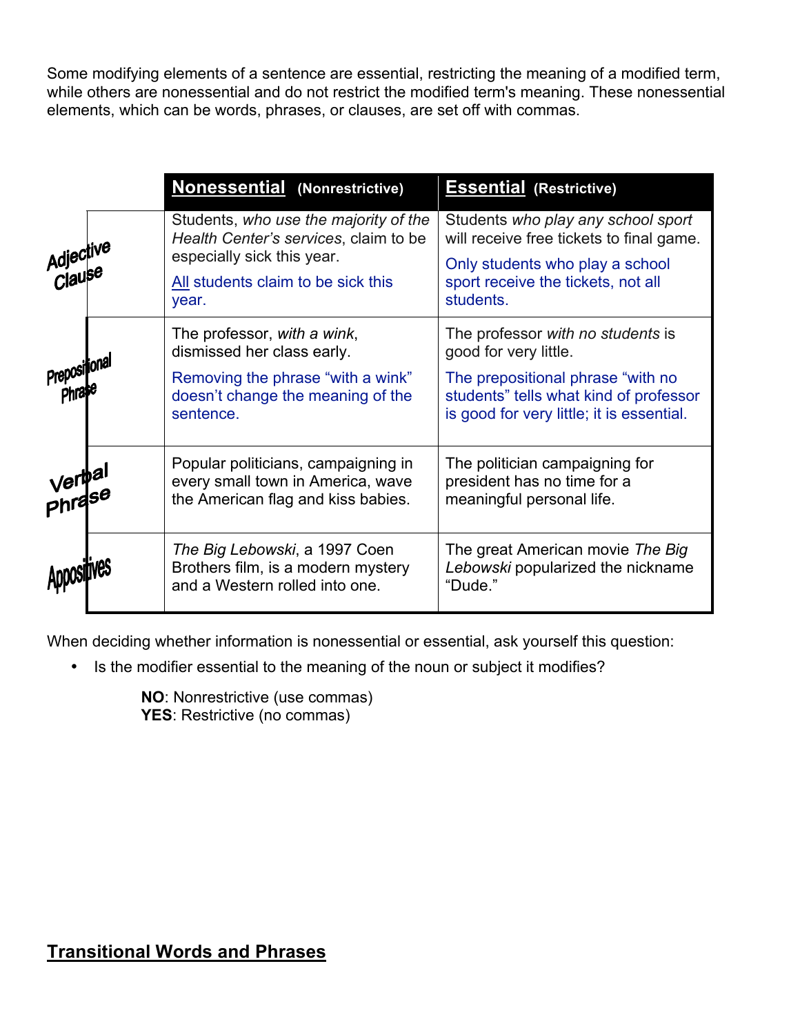Some modifying elements of a sentence are essential, restricting the meaning of a modified term, while others are nonessential and do not restrict the modified term's meaning. These nonessential elements, which can be words, phrases, or clauses, are set off with commas.

| | **Nonessential** (Nonrestrictive) | **Essential** (Restrictive) |
|---|---|---|
| Adjective Clause | Students, *who use the majority of the Health Center's services*, claim to be especially sick this year. <br><br> All students claim to be sick this year. | Students *who play any school sport* will receive free tickets to final game. <br><br> Only students who play a school sport receive the tickets, not all students. |
| Prepositional Phrase | The professor, *with a wink*, dismissed her class early. <br><br> Removing the phrase "with a wink" doesn't change the meaning of the sentence. | The professor *with no students* is good for very little. <br><br> The prepositional phrase "with no students" tells what kind of professor is good for very little; it is essential. |
| Verbal Phrase | Popular politicians, campaigning in every small town in America, wave the American flag and kiss babies. | The politician campaigning for president has no time for a meaningful personal life. |
| Appositives | *The Big Lebowski*, a 1997 Coen Brothers film, is a modern mystery and a Western rolled into one. | The great American movie *The Big Lebowski* popularized the nickname "Dude." |

When deciding whether information is nonessential or essential, ask yourself this question:

- Is the modifier essential to the meaning of the noun or subject it modifies?

  **NO**: Nonrestrictive (use commas)
  **YES**: Restrictive (no commas)

## Transitional Words and Phrases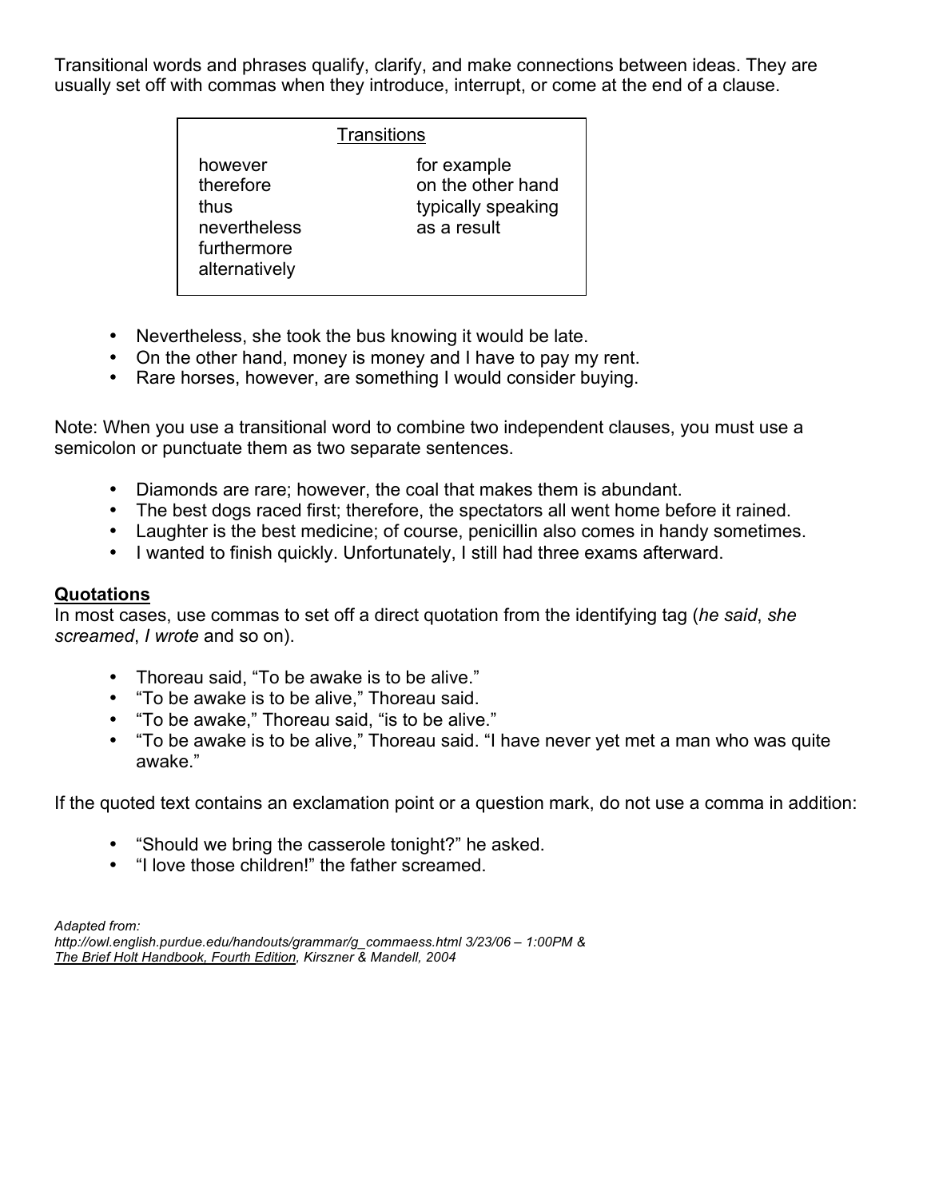Transitional words and phrases qualify, clarify, and make connections between ideas. They are usually set off with commas when they introduce, interrupt, or come at the end of a clause.

| Transitions | |
|---|---|
| however | for example |
| therefore | on the other hand |
| thus | typically speaking |
| nevertheless | as a result |
| furthermore | |
| alternatively | |

- Nevertheless, she took the bus knowing it would be late.
- On the other hand, money is money and I have to pay my rent.
- Rare horses, however, are something I would consider buying.

Note: When you use a transitional word to combine two independent clauses, you must use a semicolon or punctuate them as two separate sentences.

- Diamonds are rare; however, the coal that makes them is abundant.
- The best dogs raced first; therefore, the spectators all went home before it rained.
- Laughter is the best medicine; of course, penicillin also comes in handy sometimes.
- I wanted to finish quickly. Unfortunately, I still had three exams afterward.

**Quotations**

In most cases, use commas to set off a direct quotation from the identifying tag (*he said*, *she screamed*, *I wrote* and so on).

- Thoreau said, “To be awake is to be alive.”
- “To be awake is to be alive,” Thoreau said.
- “To be awake,” Thoreau said, “is to be alive.”
- “To be awake is to be alive,” Thoreau said. “I have never yet met a man who was quite awake.”

If the quoted text contains an exclamation point or a question mark, do not use a comma in addition:

- “Should we bring the casserole tonight?” he asked.
- “I love those children!” the father screamed.

*Adapted from:*
*http://owl.english.purdue.edu/handouts/grammar/g_commaess.html 3/23/06 – 1:00PM &*
*The Brief Holt Handbook, Fourth Edition, Kirszner & Mandell, 2004*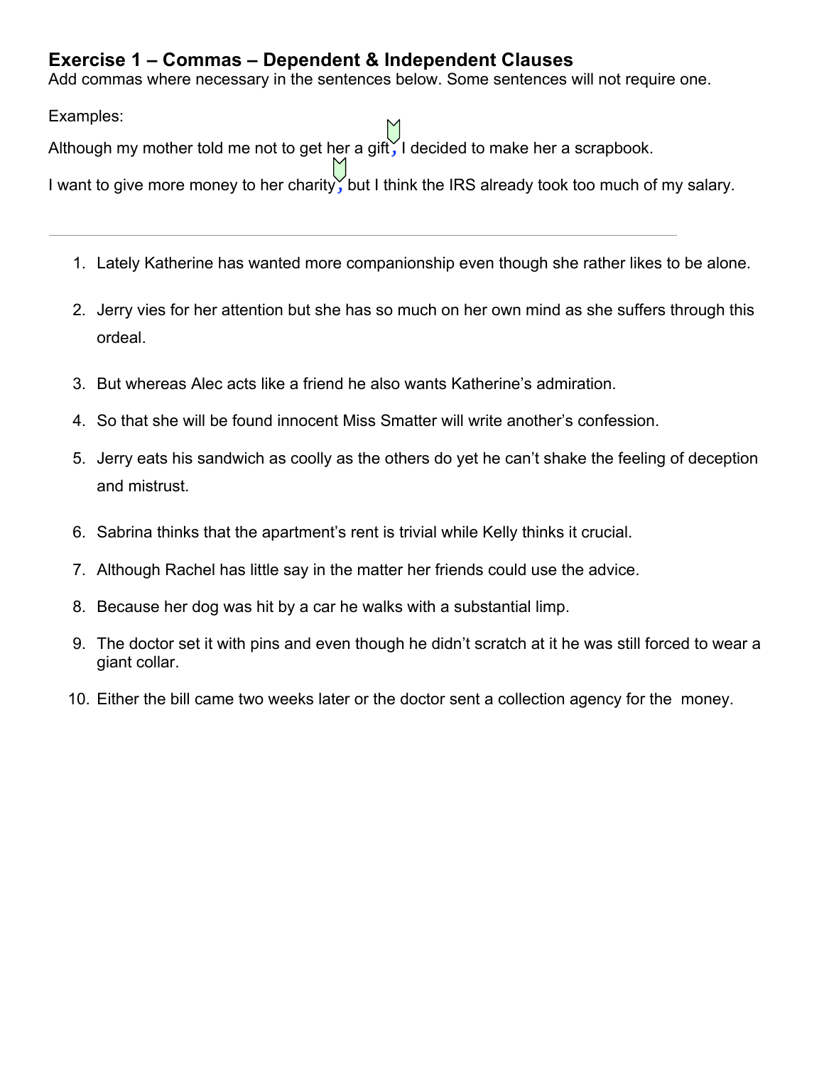## Exercise 1 – Commas – Dependent & Independent Clauses

Add commas where necessary in the sentences below. Some sentences will not require one.

Examples:

Although my mother told me not to get her a gift, I decided to make her a scrapbook.

I want to give more money to her charity, but I think the IRS already took too much of my salary.

---

1. Lately Katherine has wanted more companionship even though she rather likes to be alone.
2. Jerry vies for her attention but she has so much on her own mind as she suffers through this ordeal.
3. But whereas Alec acts like a friend he also wants Katherine's admiration.
4. So that she will be found innocent Miss Smatter will write another's confession.
5. Jerry eats his sandwich as coolly as the others do yet he can't shake the feeling of deception and mistrust.
6. Sabrina thinks that the apartment's rent is trivial while Kelly thinks it crucial.
7. Although Rachel has little say in the matter her friends could use the advice.
8. Because her dog was hit by a car he walks with a substantial limp.
9. The doctor set it with pins and even though he didn't scratch at it he was still forced to wear a giant collar.
10. Either the bill came two weeks later or the doctor sent a collection agency for the money.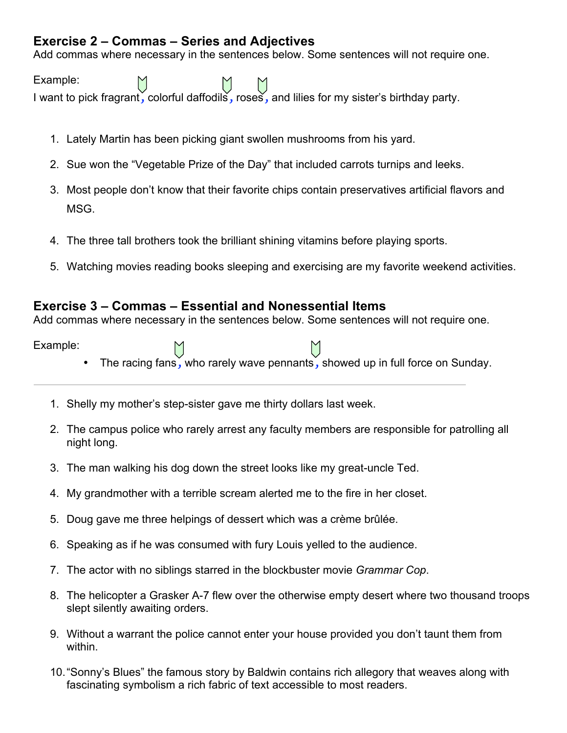## Exercise 2 – Commas – Series and Adjectives

Add commas where necessary in the sentences below. Some sentences will not require one.

Example:

I want to pick fragrant, colorful daffodils, roses, and lilies for my sister's birthday party.

1. Lately Martin has been picking giant swollen mushrooms from his yard.
2. Sue won the "Vegetable Prize of the Day" that included carrots turnips and leeks.
3. Most people don't know that their favorite chips contain preservatives artificial flavors and MSG.
4. The three tall brothers took the brilliant shining vitamins before playing sports.
5. Watching movies reading books sleeping and exercising are my favorite weekend activities.

## Exercise 3 – Commas – Essential and Nonessential Items

Add commas where necessary in the sentences below. Some sentences will not require one.

Example:

- The racing fans, who rarely wave pennants, showed up in full force on Sunday.

---

1. Shelly my mother's step-sister gave me thirty dollars last week.
2. The campus police who rarely arrest any faculty members are responsible for patrolling all night long.
3. The man walking his dog down the street looks like my great-uncle Ted.
4. My grandmother with a terrible scream alerted me to the fire in her closet.
5. Doug gave me three helpings of dessert which was a crème brûlée.
6. Speaking as if he was consumed with fury Louis yelled to the audience.
7. The actor with no siblings starred in the blockbuster movie *Grammar Cop*.
8. The helicopter a Grasker A-7 flew over the otherwise empty desert where two thousand troops slept silently awaiting orders.
9. Without a warrant the police cannot enter your house provided you don't taunt them from within.
10. "Sonny's Blues" the famous story by Baldwin contains rich allegory that weaves along with fascinating symbolism a rich fabric of text accessible to most readers.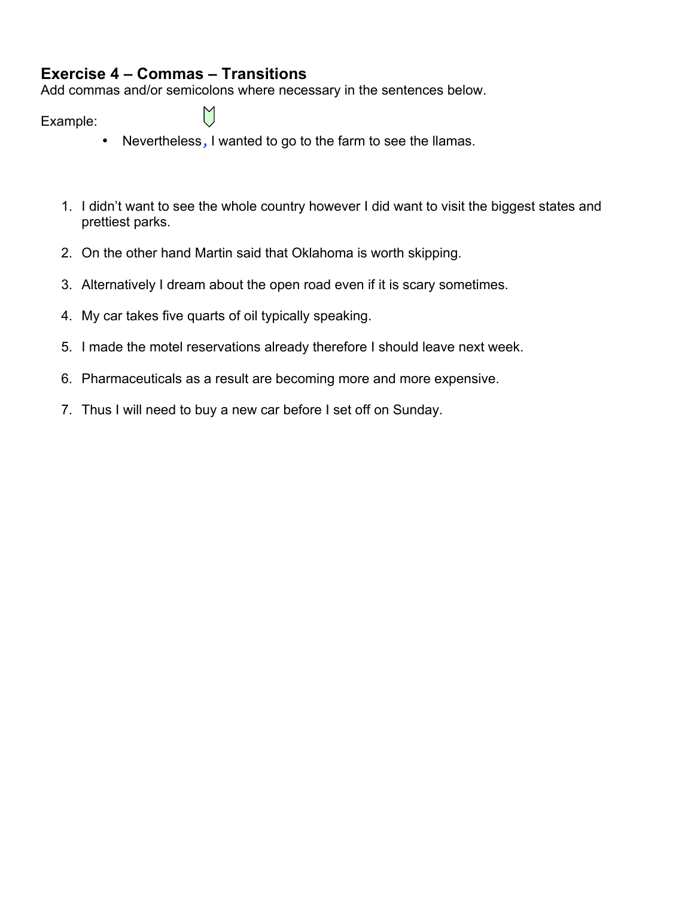### Exercise 4 – Commas – Transitions

Add commas and/or semicolons where necessary in the sentences below.

Example:

- Nevertheless, I wanted to go to the farm to see the llamas.

1. I didn't want to see the whole country however I did want to visit the biggest states and prettiest parks.
2. On the other hand Martin said that Oklahoma is worth skipping.
3. Alternatively I dream about the open road even if it is scary sometimes.
4. My car takes five quarts of oil typically speaking.
5. I made the motel reservations already therefore I should leave next week.
6. Pharmaceuticals as a result are becoming more and more expensive.
7. Thus I will need to buy a new car before I set off on Sunday.